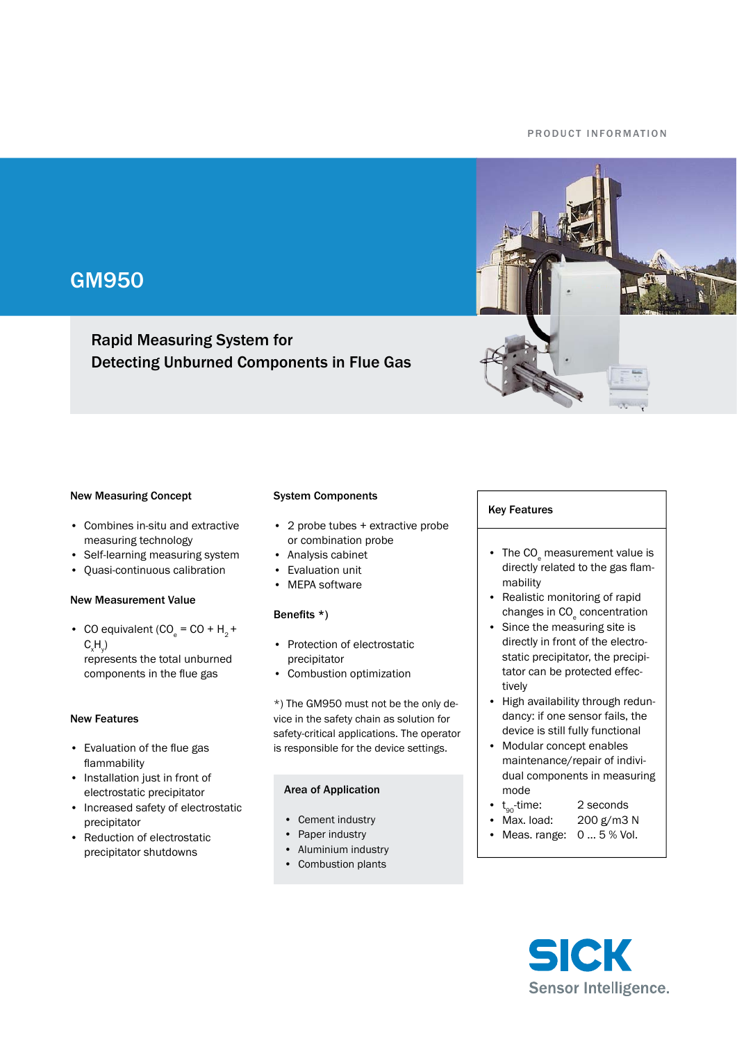PRODUCT INFORMATION

# GM950

## Rapid Measuring System for Detecting Unburned Components in Flue Gas

### New Measuring Concept

- Combines in-situ and extractive measuring technology
- Self-learning measuring system
- Quasi-continuous calibration

### New Measurement Value

- CO equivalent ($CO_e = CO + H_2 + C_xH_y$) represents the total unburned components in the flue gas

### New Features

- Evaluation of the flue gas flammability
- Installation just in front of electrostatic precipitator
- Increased safety of electrostatic precipitator
- Reduction of electrostatic precipitator shutdowns

### System Components

- 2 probe tubes + extractive probe or combination probe
- Analysis cabinet
- Evaluation unit
- MEPA software

### Benefits *)

- Protection of electrostatic precipitator
- Combustion optimization

*) The GM950 must not be the only device in the safety chain as solution for safety-critical applications. The operator is responsible for the device settings.

### Area of Application

- Cement industry
- Paper industry
- Aluminium industry
- Combustion plants

### Key Features

- The $CO_e$ measurement value is directly related to the gas flammability
- Realistic monitoring of rapid changes in $CO_e$ concentration
- Since the measuring site is directly in front of the electrostatic precipitator, the precipitator can be protected effectively
- High availability through redundancy: if one sensor fails, the device is still fully functional
- Modular concept enables maintenance/repair of individual components in measuring mode
- $t_{90}$-time: 2 seconds
- Max. load: 200 g/m3 N
- Meas. range: 0 ... 5 % Vol.

SICK
Sensor Intelligence.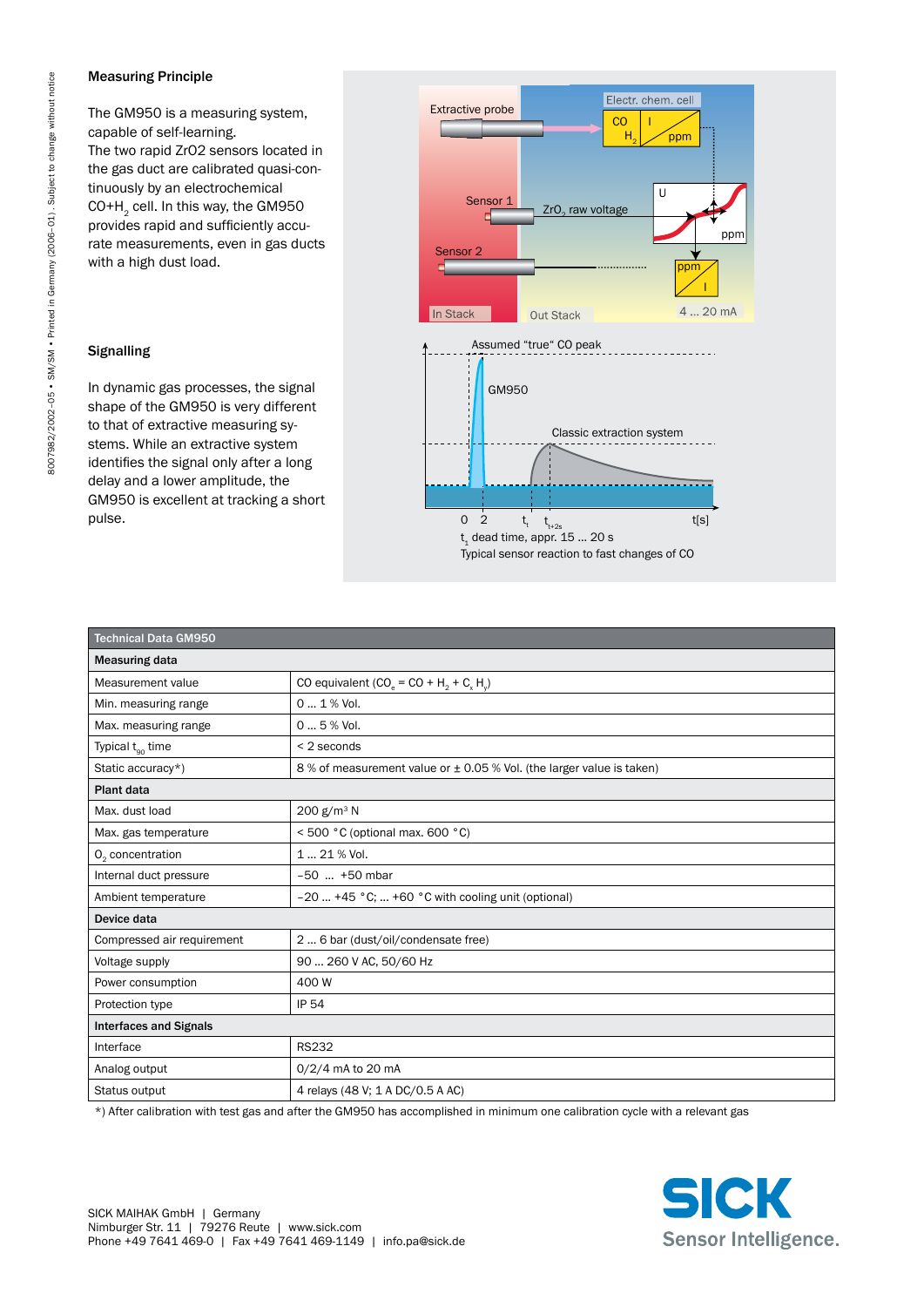## Measuring Principle

The GM950 is a measuring system, capable of self-learning.
The two rapid ZrO2 sensors located in the gas duct are calibrated quasi-continuously by an electrochemical $CO+H_2$ cell. In this way, the GM950 provides rapid and sufficiently accurate measurements, even in gas ducts with a high dust load.

Extractive probe
Electr. chem. cell
CO
$H_2$
I
ppm
Sensor 1
$ZrO_2$ raw voltage
U
ppm
Sensor 2
ppm
I
In Stack
Out Stack
4 ... 20 mA

## Signalling

In dynamic gas processes, the signal shape of the GM950 is very different to that of extractive measuring systems. While an extractive system identifies the signal only after a long delay and a lower amplitude, the GM950 is excellent at tracking a short pulse.

Assumed "true" CO peak
GM950
Classic extraction system
0 2 $t_t$ $t_{t+2s}$ t[s]
$t_t$ dead time, appr. 15 ... 20 s
Typical sensor reaction to fast changes of CO

| Technical Data GM950 | |
|---|---|
| **Measuring data** | |
| Measurement value | CO equivalent ($CO_e = CO + H_2 + C_x H_y$) |
| Min. measuring range | 0 ... 1 % Vol. |
| Max. measuring range | 0 ... 5 % Vol. |
| Typical $t_{90}$ time | < 2 seconds |
| Static accuracy*) | 8 % of measurement value or ± 0.05 % Vol. (the larger value is taken) |
| **Plant data** | |
| Max. dust load | 200 g/m³ N |
| Max. gas temperature | < 500 °C (optional max. 600 °C) |
| $O_2$ concentration | 1 ... 21 % Vol. |
| Internal duct pressure | –50 ... +50 mbar |
| Ambient temperature | –20 ... +45 °C; ... +60 °C with cooling unit (optional) |
| **Device data** | |
| Compressed air requirement | 2 ... 6 bar (dust/oil/condensate free) |
| Voltage supply | 90 ... 260 V AC, 50/60 Hz |
| Power consumption | 400 W |
| Protection type | IP 54 |
| **Interfaces and Signals** | |
| Interface | RS232 |
| Analog output | 0/2/4 mA to 20 mA |
| Status output | 4 relays (48 V; 1 A DC/0.5 A AC) |

*) After calibration with test gas and after the GM950 has accomplished in minimum one calibration cycle with a relevant gas

SICK MAIHAK GmbH | Germany
Nimburger Str. 11 | 79276 Reute | www.sick.com
Phone +49 7641 469-0 | Fax +49 7641 469-1149 | info.pa@sick.de

SICK
Sensor Intelligence.

8007982/2002-05 • SM/SM • Printed in Germany (2006-01). Subject to change without notice